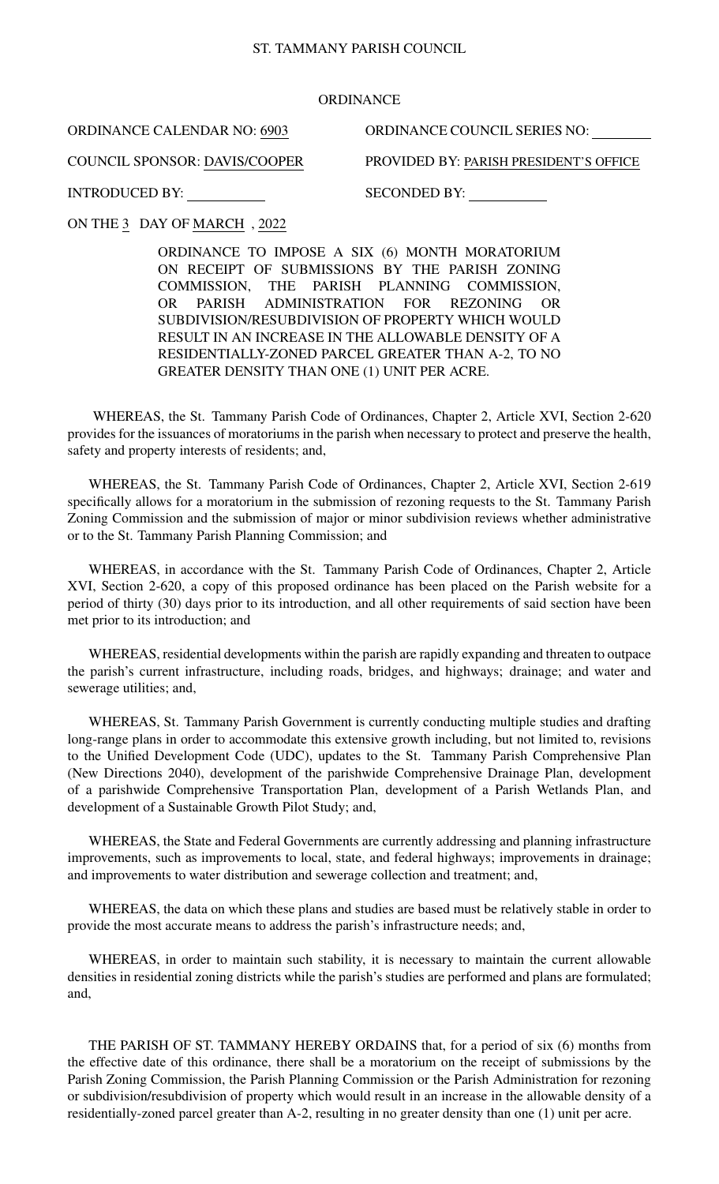ST. TAMMANY PARISH COUNCIL

ORDINANCE

ORDINANCE CALENDAR NO: 6903

ORDINANCE COUNCIL SERIES NO: \_\_\_\_\_\_\_\_

COUNCIL SPONSOR: DAVIS/COOPER

PROVIDED BY: PARISH PRESIDENT'S OFFICE

INTRODUCED BY: \_\_\_\_\_\_\_\_\_\_

SECONDED BY: \_\_\_\_\_\_\_\_\_\_

ON THE 3 DAY OF MARCH , 2022

ORDINANCE TO IMPOSE A SIX (6) MONTH MORATORIUM ON RECEIPT OF SUBMISSIONS BY THE PARISH ZONING COMMISSION, THE PARISH PLANNING COMMISSION, OR PARISH ADMINISTRATION FOR REZONING OR SUBDIVISION/RESUBDIVISION OF PROPERTY WHICH WOULD RESULT IN AN INCREASE IN THE ALLOWABLE DENSITY OF A RESIDENTIALLY-ZONED PARCEL GREATER THAN A-2, TO NO GREATER DENSITY THAN ONE (1) UNIT PER ACRE.

WHEREAS, the St. Tammany Parish Code of Ordinances, Chapter 2, Article XVI, Section 2-620 provides for the issuances of moratoriums in the parish when necessary to protect and preserve the health, safety and property interests of residents; and,

WHEREAS, the St. Tammany Parish Code of Ordinances, Chapter 2, Article XVI, Section 2-619 specifically allows for a moratorium in the submission of rezoning requests to the St. Tammany Parish Zoning Commission and the submission of major or minor subdivision reviews whether administrative or to the St. Tammany Parish Planning Commission; and

WHEREAS, in accordance with the St. Tammany Parish Code of Ordinances, Chapter 2, Article XVI, Section 2-620, a copy of this proposed ordinance has been placed on the Parish website for a period of thirty (30) days prior to its introduction, and all other requirements of said section have been met prior to its introduction; and

WHEREAS, residential developments within the parish are rapidly expanding and threaten to outpace the parish's current infrastructure, including roads, bridges, and highways; drainage; and water and sewerage utilities; and,

WHEREAS, St. Tammany Parish Government is currently conducting multiple studies and drafting long-range plans in order to accommodate this extensive growth including, but not limited to, revisions to the Unified Development Code (UDC), updates to the St. Tammany Parish Comprehensive Plan (New Directions 2040), development of the parishwide Comprehensive Drainage Plan, development of a parishwide Comprehensive Transportation Plan, development of a Parish Wetlands Plan, and development of a Sustainable Growth Pilot Study; and,

WHEREAS, the State and Federal Governments are currently addressing and planning infrastructure improvements, such as improvements to local, state, and federal highways; improvements in drainage; and improvements to water distribution and sewerage collection and treatment; and,

WHEREAS, the data on which these plans and studies are based must be relatively stable in order to provide the most accurate means to address the parish's infrastructure needs; and,

WHEREAS, in order to maintain such stability, it is necessary to maintain the current allowable densities in residential zoning districts while the parish's studies are performed and plans are formulated; and,

THE PARISH OF ST. TAMMANY HEREBY ORDAINS that, for a period of six (6) months from the effective date of this ordinance, there shall be a moratorium on the receipt of submissions by the Parish Zoning Commission, the Parish Planning Commission or the Parish Administration for rezoning or subdivision/resubdivision of property which would result in an increase in the allowable density of a residentially-zoned parcel greater than A-2, resulting in no greater density than one (1) unit per acre.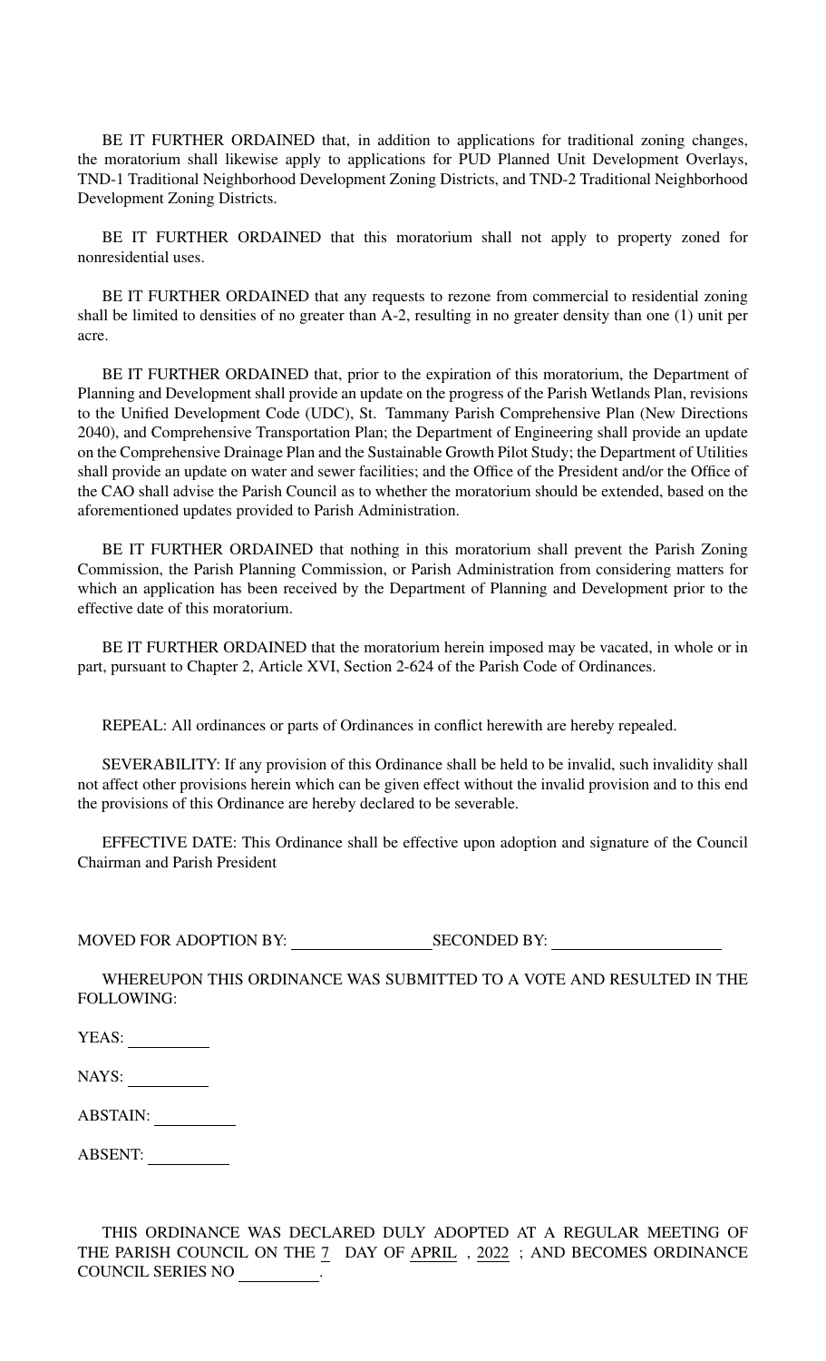BE IT FURTHER ORDAINED that, in addition to applications for traditional zoning changes, the moratorium shall likewise apply to applications for PUD Planned Unit Development Overlays, TND-1 Traditional Neighborhood Development Zoning Districts, and TND-2 Traditional Neighborhood Development Zoning Districts.

BE IT FURTHER ORDAINED that this moratorium shall not apply to property zoned for nonresidential uses.

BE IT FURTHER ORDAINED that any requests to rezone from commercial to residential zoning shall be limited to densities of no greater than A-2, resulting in no greater density than one (1) unit per acre.

BE IT FURTHER ORDAINED that, prior to the expiration of this moratorium, the Department of Planning and Development shall provide an update on the progress of the Parish Wetlands Plan, revisions to the Unified Development Code (UDC), St. Tammany Parish Comprehensive Plan (New Directions 2040), and Comprehensive Transportation Plan; the Department of Engineering shall provide an update on the Comprehensive Drainage Plan and the Sustainable Growth Pilot Study; the Department of Utilities shall provide an update on water and sewer facilities; and the Office of the President and/or the Office of the CAO shall advise the Parish Council as to whether the moratorium should be extended, based on the aforementioned updates provided to Parish Administration.

BE IT FURTHER ORDAINED that nothing in this moratorium shall prevent the Parish Zoning Commission, the Parish Planning Commission, or Parish Administration from considering matters for which an application has been received by the Department of Planning and Development prior to the effective date of this moratorium.

BE IT FURTHER ORDAINED that the moratorium herein imposed may be vacated, in whole or in part, pursuant to Chapter 2, Article XVI, Section 2-624 of the Parish Code of Ordinances.

REPEAL: All ordinances or parts of Ordinances in conflict herewith are hereby repealed.

SEVERABILITY: If any provision of this Ordinance shall be held to be invalid, such invalidity shall not affect other provisions herein which can be given effect without the invalid provision and to this end the provisions of this Ordinance are hereby declared to be severable.

EFFECTIVE DATE: This Ordinance shall be effective upon adoption and signature of the Council Chairman and Parish President

MOVED FOR ADOPTION BY: ________________ SECONDED BY: ________________

WHEREUPON THIS ORDINANCE WAS SUBMITTED TO A VOTE AND RESULTED IN THE FOLLOWING:

YEAS: __________

NAYS: __________

ABSTAIN: __________

ABSENT: __________

THIS ORDINANCE WAS DECLARED DULY ADOPTED AT A REGULAR MEETING OF THE PARISH COUNCIL ON THE 7 DAY OF APRIL, 2022; AND BECOMES ORDINANCE COUNCIL SERIES NO __________.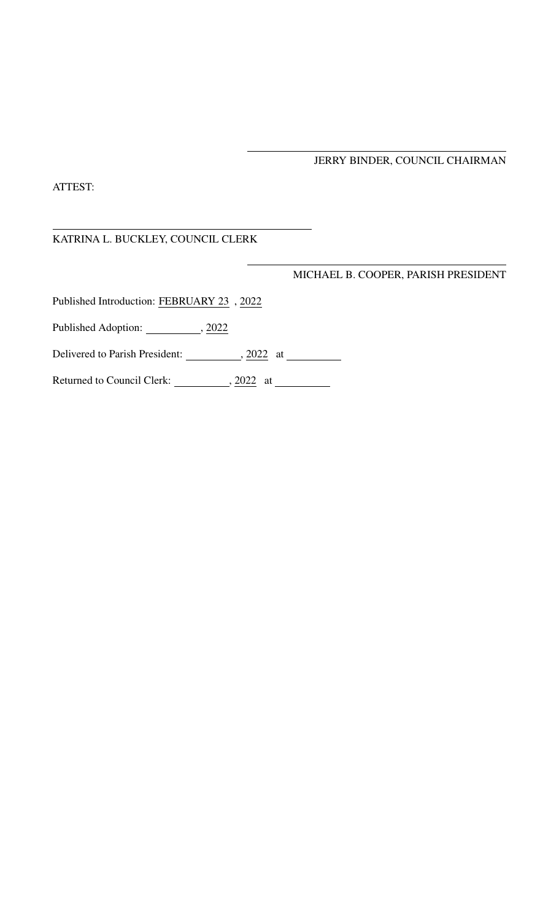\_\_\_\_\_\_\_\_\_\_\_\_\_\_\_\_\_\_\_\_\_\_\_\_\_\_\_\_\_\_\_\_\_\_\_\_\_\_\_\_

JERRY BINDER, COUNCIL CHAIRMAN

ATTEST:

\_\_\_\_\_\_\_\_\_\_\_\_\_\_\_\_\_\_\_\_\_\_\_\_\_\_\_\_\_\_\_\_\_\_\_\_\_\_\_\_

KATRINA L. BUCKLEY, COUNCIL CLERK

\_\_\_\_\_\_\_\_\_\_\_\_\_\_\_\_\_\_\_\_\_\_\_\_\_\_\_\_\_\_\_\_\_\_\_\_\_\_\_\_

MICHAEL B. COOPER, PARISH PRESIDENT

Published Introduction: FEBRUARY 23 , 2022

Published Adoption: \_\_\_\_\_\_\_\_\_\_, 2022

Delivered to Parish President: \_\_\_\_\_\_\_\_\_\_, 2022 at \_\_\_\_\_\_\_\_\_\_

Returned to Council Clerk: \_\_\_\_\_\_\_\_\_\_, 2022 at \_\_\_\_\_\_\_\_\_\_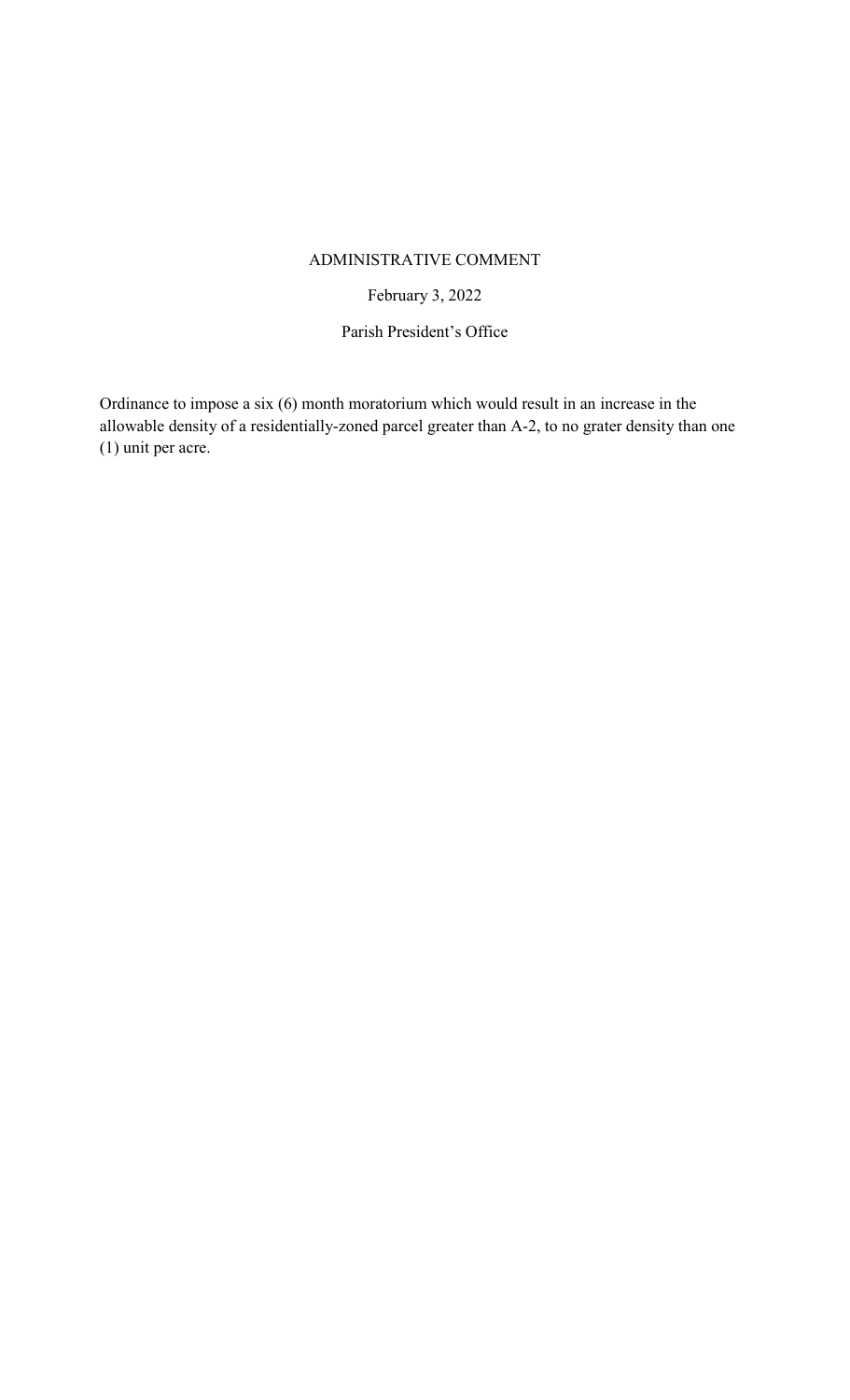ADMINISTRATIVE COMMENT

February 3, 2022

Parish President's Office

Ordinance to impose a six (6) month moratorium which would result in an increase in the allowable density of a residentially-zoned parcel greater than A-2, to no grater density than one (1) unit per acre.